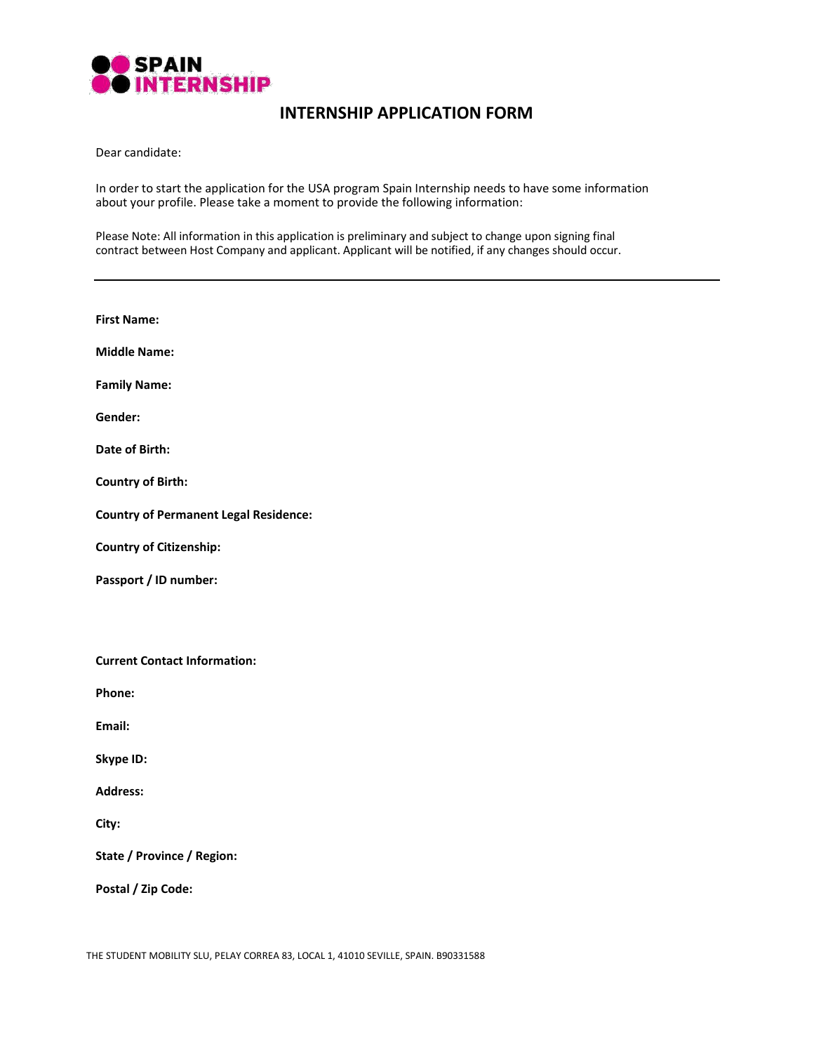SPAIN INTERNSHIP

# INTERNSHIP APPLICATION FORM

Dear candidate:

In order to start the application for the USA program Spain Internship needs to have some information about your profile. Please take a moment to provide the following information:

Please Note: All information in this application is preliminary and subject to change upon signing final contract between Host Company and applicant. Applicant will be notified, if any changes should occur.

---

**First Name:**

**Middle Name:**

**Family Name:**

**Gender:**

**Date of Birth:**

**Country of Birth:**

**Country of Permanent Legal Residence:**

**Country of Citizenship:**

**Passport / ID number:**

**Current Contact Information:**

**Phone:**

**Email:**

**Skype ID:**

**Address:**

**City:**

**State / Province / Region:**

**Postal / Zip Code:**

THE STUDENT MOBILITY SLU, PELAY CORREA 83, LOCAL 1, 41010 SEVILLE, SPAIN. B90331588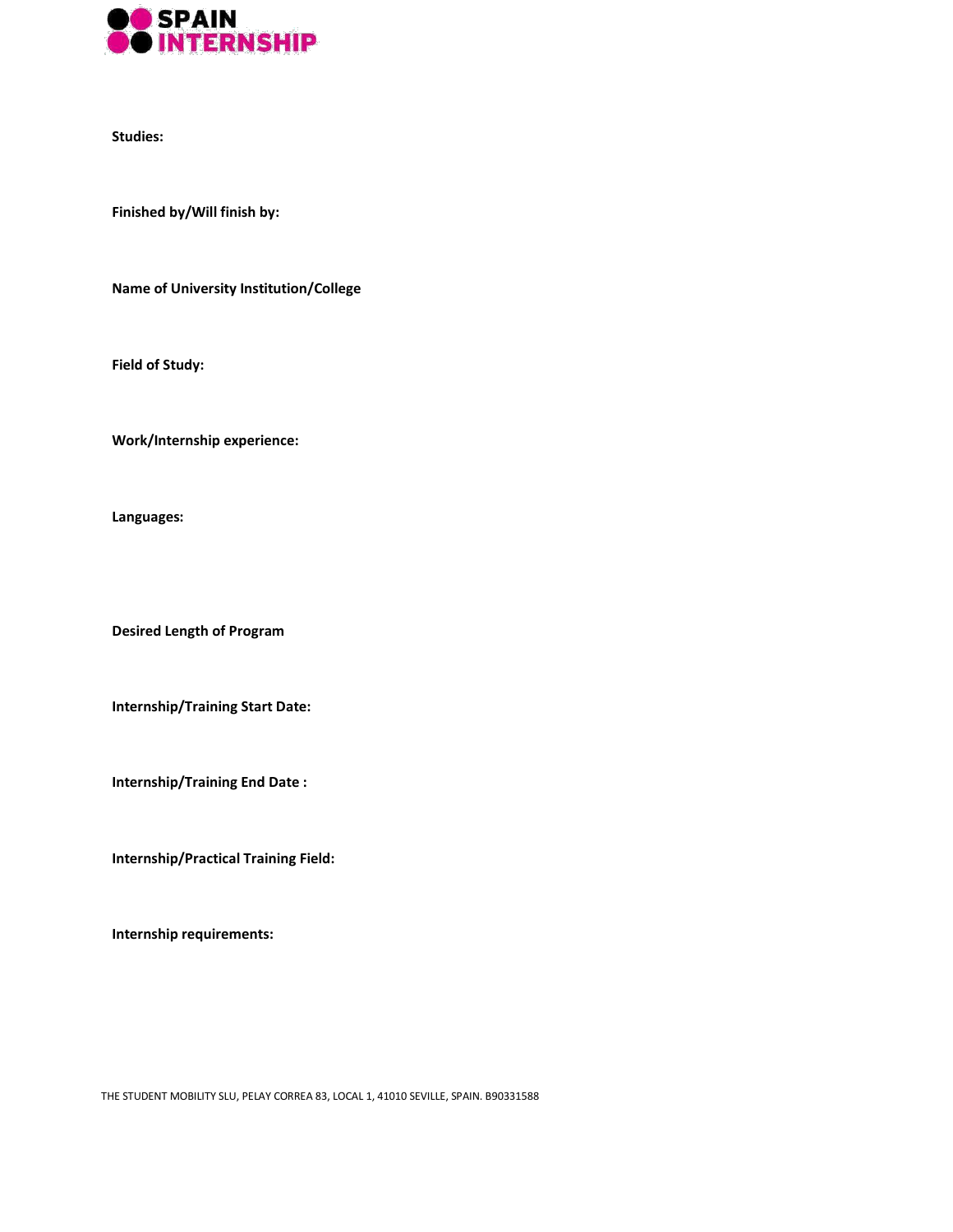**Studies:**

**Finished by/Will finish by:**

**Name of University Institution/College**

**Field of Study:**

**Work/Internship experience:**

**Languages:**

**Desired Length of Program**

**Internship/Training Start Date:**

**Internship/Training End Date :**

**Internship/Practical Training Field:**

**Internship requirements:**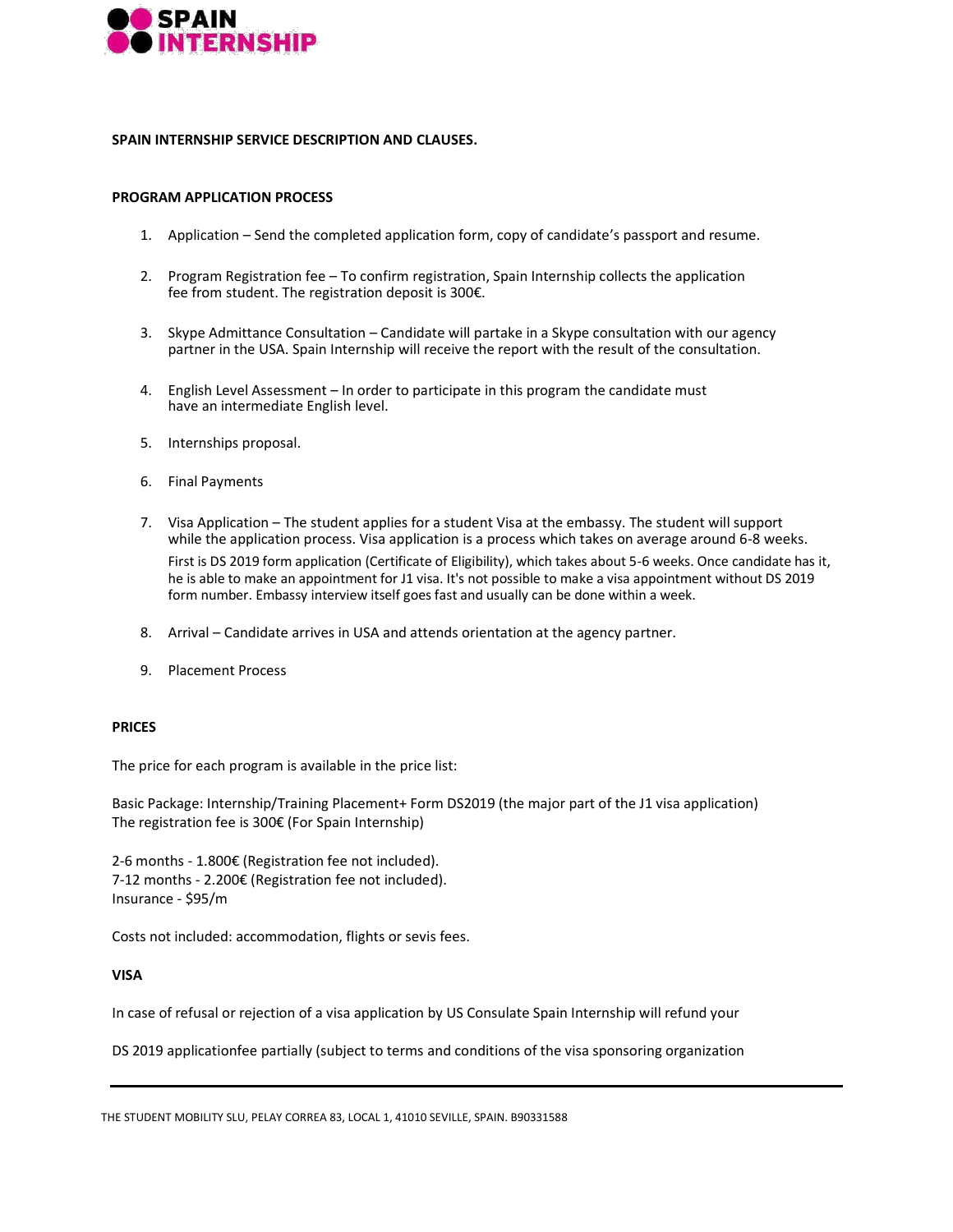**SPAIN INTERNSHIP SERVICE DESCRIPTION AND CLAUSES.**

**PROGRAM APPLICATION PROCESS**

1. Application – Send the completed application form, copy of candidate's passport and resume.

2. Program Registration fee – To confirm registration, Spain Internship collects the application fee from student. The registration deposit is 300€.

3. Skype Admittance Consultation – Candidate will partake in a Skype consultation with our agency partner in the USA. Spain Internship will receive the report with the result of the consultation.

4. English Level Assessment – In order to participate in this program the candidate must have an intermediate English level.

5. Internships proposal.

6. Final Payments

7. Visa Application – The student applies for a student Visa at the embassy. The student will support while the application process. Visa application is a process which takes on average around 6-8 weeks. First is DS 2019 form application (Certificate of Eligibility), which takes about 5-6 weeks. Once candidate has it, he is able to make an appointment for J1 visa. It's not possible to make a visa appointment without DS 2019 form number. Embassy interview itself goes fast and usually can be done within a week.

8. Arrival – Candidate arrives in USA and attends orientation at the agency partner.

9. Placement Process

**PRICES**

The price for each program is available in the price list:

Basic Package: Internship/Training Placement+ Form DS2019 (the major part of the J1 visa application)
The registration fee is 300€ (For Spain Internship)

2-6 months - 1.800€ (Registration fee not included).
7-12 months - 2.200€ (Registration fee not included).
Insurance - $95/m

Costs not included: accommodation, flights or sevis fees.

**VISA**

In case of refusal or rejection of a visa application by US Consulate Spain Internship will refund your

DS 2019 applicationfee partially (subject to terms and conditions of the visa sponsoring organization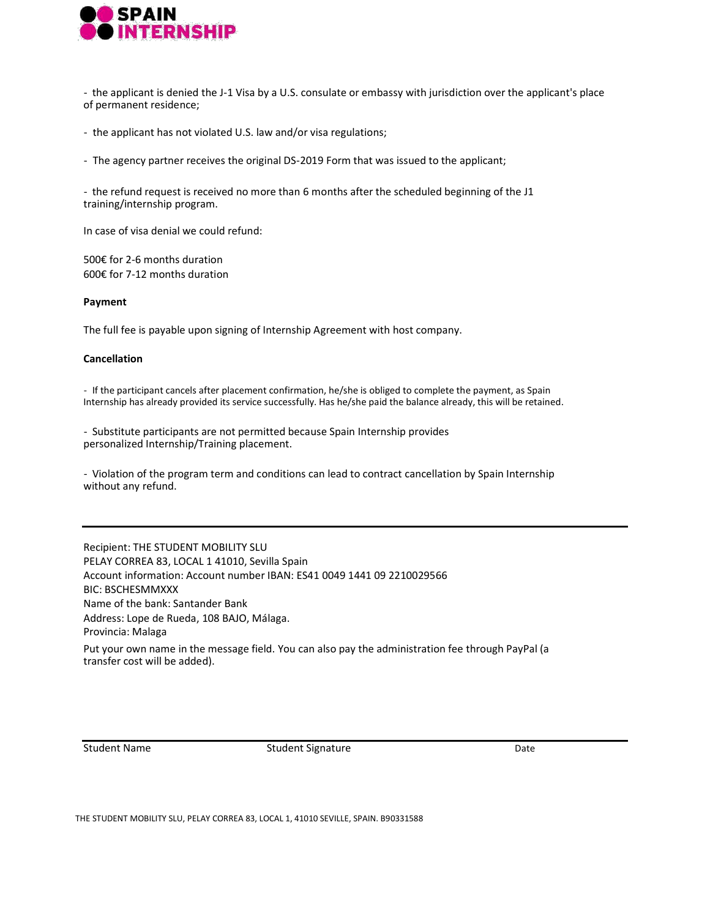- the applicant is denied the J-1 Visa by a U.S. consulate or embassy with jurisdiction over the applicant's place of permanent residence;

- the applicant has not violated U.S. law and/or visa regulations;

- The agency partner receives the original DS-2019 Form that was issued to the applicant;

- the refund request is received no more than 6 months after the scheduled beginning of the J1 training/internship program.

In case of visa denial we could refund:

500€ for 2-6 months duration  
600€ for 7-12 months duration

**Payment**

The full fee is payable upon signing of Internship Agreement with host company.

**Cancellation**

- If the participant cancels after placement confirmation, he/she is obliged to complete the payment, as Spain Internship has already provided its service successfully. Has he/she paid the balance already, this will be retained.

- Substitute participants are not permitted because Spain Internship provides personalized Internship/Training placement.

- Violation of the program term and conditions can lead to contract cancellation by Spain Internship without any refund.

---

Recipient: THE STUDENT MOBILITY SLU  
PELAY CORREA 83, LOCAL 1 41010, Sevilla Spain  
Account information: Account number IBAN: ES41 0049 1441 09 2210029566  
BIC: BSCHESMMXXX  
Name of the bank: Santander Bank  
Address: Lope de Rueda, 108 BAJO, Málaga.  
Provincia: Malaga

Put your own name in the message field. You can also pay the administration fee through PayPal (a transfer cost will be added).

---

Student Name    Student Signature    Date

THE STUDENT MOBILITY SLU, PELAY CORREA 83, LOCAL 1, 41010 SEVILLE, SPAIN. B90331588